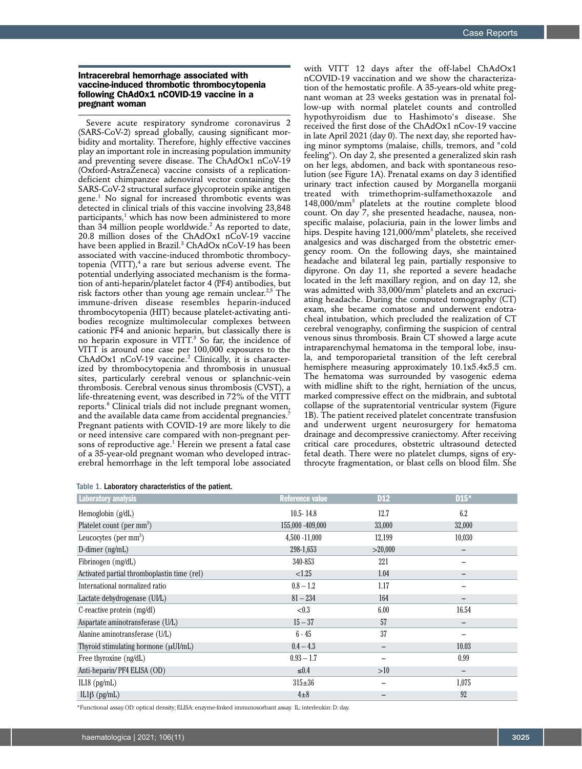## Intracerebral hemorrhage associated with vaccine-induced thrombotic thrombocytopenia following ChAdOx1 nCOVID-19 vaccine in a pregnant woman

Severe acute respiratory syndrome coronavirus 2 (SARS-CoV-2) spread globally, causing significant morbidity and mortality. Therefore, highly effective vaccines play an important role in increasing population immunity and preventing severe disease. The ChAdOx1 nCoV-19 (Oxford-AstraZeneca) vaccine consists of a replication-deficient chimpanzee adenoviral vector containing the SARS-CoV-2 structural surface glycoprotein spike antigen gene.[1] No signal for increased thrombotic events was detected in clinical trials of this vaccine involving 23,848 participants,[1] which has now been administered to more than 34 million people worldwide.[2] As reported to date, 20.8 million doses of the ChAdOx1 nCoV-19 vaccine have been applied in Brazil.[3] ChAdOx nCoV-19 has been associated with vaccine-induced thrombotic thrombocytopenia (VITT),[4] a rare but serious adverse event. The potential underlying associated mechanism is the formation of anti-heparin/platelet factor 4 (PF4) antibodies, but risk factors other than young age remain unclear.[2,5] The immune-driven disease resembles heparin-induced thrombocytopenia (HIT) because platelet-activating antibodies recognize multimolecular complexes between cationic PF4 and anionic heparin, but classically there is no heparin exposure in VITT.[5] So far, the incidence of VITT is around one case per 100,000 exposures to the ChAdOx1 nCoV-19 vaccine.[2] Clinically, it is characterized by thrombocytopenia and thrombosis in unusual sites, particularly cerebral venous or splanchnic-vein thrombosis. Cerebral venous sinus thrombosis (CVST), a life-threatening event, was described in 72% of the VITT reports.[6] Clinical trials did not include pregnant women, and the available data came from accidental pregnancies.[7] Pregnant patients with COVID-19 are more likely to die or need intensive care compared with non-pregnant persons of reproductive age.[1] Herein we present a fatal case of a 35-year-old pregnant woman who developed intracerebral hemorrhage in the left temporal lobe associated with VITT 12 days after the off-label ChAdOx1 nCOVID-19 vaccination and we show the characterization of the hemostatic profile. A 35-years-old white pregnant woman at 23 weeks gestation was in prenatal follow-up with normal platelet counts and controlled hypothyroidism due to Hashimoto's disease. She received the first dose of the ChAdOx1 nCov-19 vaccine in late April 2021 (day 0). The next day, she reported having minor symptoms (malaise, chills, tremors, and "cold feeling"). On day 2, she presented a generalized skin rash on her legs, abdomen, and back with spontaneous resolution (see Figure 1A). Prenatal exams on day 3 identified urinary tract infection caused by Morganella morganii treated with trimethoprim-sulfamethoxazole and 148,000/mm$^3$ platelets at the routine complete blood count. On day 7, she presented headache, nausea, nonspecific malaise, polaciuria, pain in the lower limbs and hips. Despite having 121,000/mm$^3$ platelets, she received analgesics and was discharged from the obstetric emergency room. On the following days, she maintained headache and bilateral leg pain, partially responsive to dipyrone. On day 11, she reported a severe headache located in the left maxillary region, and on day 12, she was admitted with 33,000/mm$^3$ platelets and an excruciating headache. During the computed tomography (CT) exam, she became comatose and underwent endotracheal intubation, which precluded the realization of CT cerebral venography, confirming the suspicion of central venous sinus thrombosis. Brain CT showed a large acute intraparenchymal hematoma in the temporal lobe, insula, and temporoparietal transition of the left cerebral hemisphere measuring approximately 10.1x5.4x5.5 cm. The hematoma was surrounded by vasogenic edema with midline shift to the right, herniation of the uncus, marked compressive effect on the midbrain, and subtotal collapse of the supratentorial ventricular system (Figure 1B). The patient received platelet concentrate transfusion and underwent urgent neurosurgery for hematoma drainage and decompressive craniectomy. After receiving critical care procedures, obstetric ultrasound detected fetal death. There were no platelet clumps, signs of erythrocyte fragmentation, or blast cells on blood film. She

Table 1. Laboratory characteristics of the patient.

| Laboratory analysis | Reference value | D12 | D15* |
|---|---|---|---|
| Hemoglobin (g/dL) | 10.5- 14.8 | 12.7 | 6.2 |
| Platelet count (per mm$^3$) | 155,000 -409,000 | 33,000 | 32,000 |
| Leucocytes (per mm$^3$) | 4,500 -11,000 | 12,199 | 10,030 |
| D-dimer (ng/mL) | 298-1,653 | >20,000 | – |
| Fibrinogen (mg/dL) | 340-853 | 221 | – |
| Activated partial thromboplastin time (rel) | <1.25 | 1.04 | – |
| International normalized ratio | 0.8 – 1.2 | 1.17 | – |
| Lactate dehydrogenase (UI/L) | 81 – 234 | 164 | – |
| C-reactive protein (mg/dl) | <0.3 | 6.00 | 16.54 |
| Aspartate aminotransferase (U/L) | 15 – 37 | 57 | – |
| Alanine aminotransferase (U/L) | 6 - 45 | 37 | – |
| Thyroid stimulating hormone (μUI/mL) | 0.4 – 4.3 | – | 10.03 |
| Free thyroxine (ng/dL) | 0.93 – 1.7 | – | 0.99 |
| Anti-heparin/ PF4 ELISA (OD) | ≤0.4 | >10 | – |
| IL18 (pg/mL) | 315±36 | – | 1,075 |
| IL1β (pg/mL) | 4±8 | – | 92 |

*Functional assay. OD: optical density; ELISA: enzyme-linked immunosorbant assay. IL: interleukin: D: day.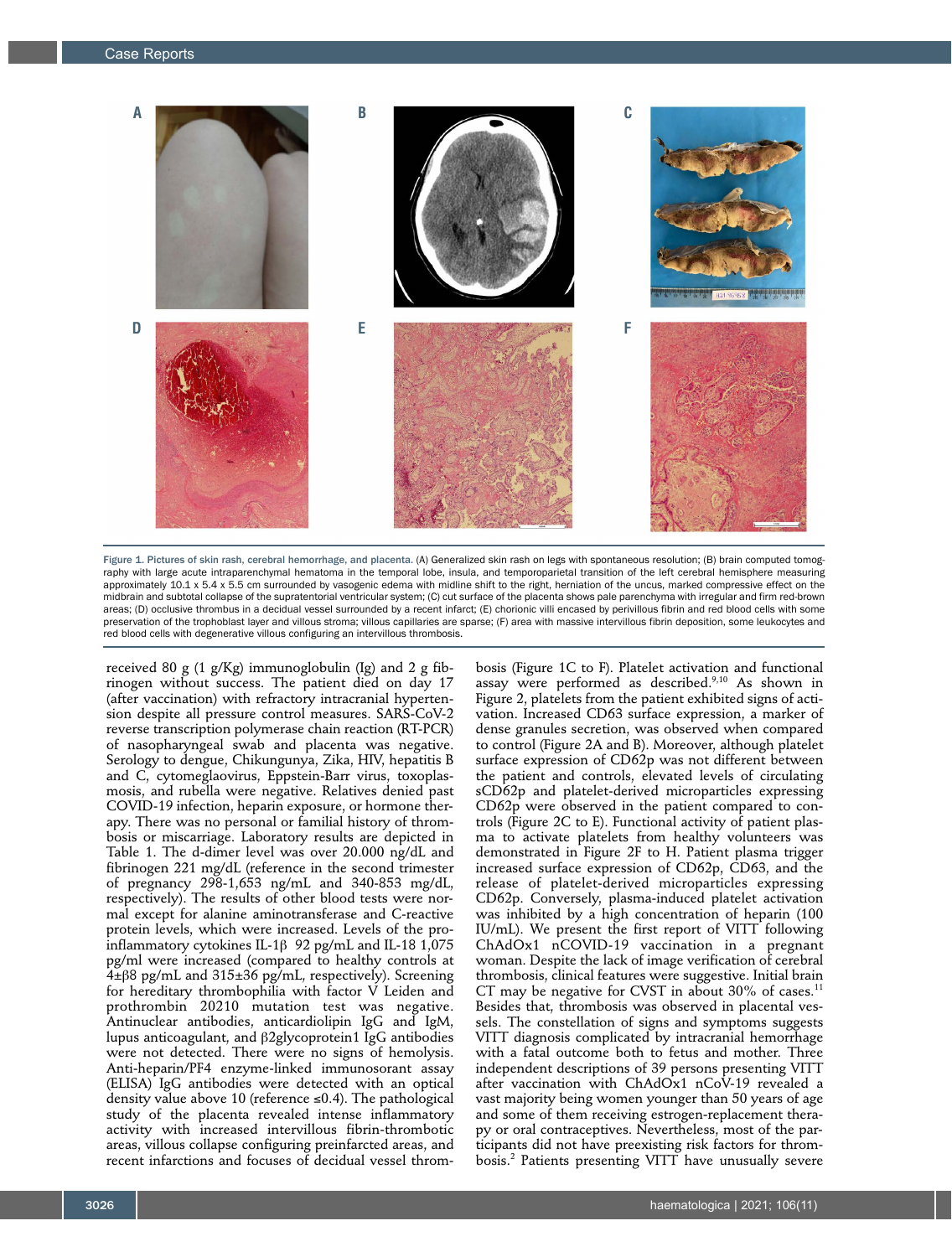Figure 1. Pictures of skin rash, cerebral hemorrhage, and placenta. (A) Generalized skin rash on legs with spontaneous resolution; (B) brain computed tomography with large acute intraparenchymal hematoma in the temporal lobe, insula, and temporoparietal transition of the left cerebral hemisphere measuring approximately 10.1 x 5.4 x 5.5 cm surrounded by vasogenic edema with midline shift to the right, herniation of the uncus, marked compressive effect on the midbrain and subtotal collapse of the supratentorial ventricular system; (C) cut surface of the placenta shows pale parenchyma with irregular and firm red-brown areas; (D) occlusive thrombus in a decidual vessel surrounded by a recent infarct; (E) chorionic villi encased by perivillous fibrin and red blood cells with some preservation of the trophoblast layer and villous stroma; villous capillaries are sparse; (F) area with massive intervillous fibrin deposition, some leukocytes and red blood cells with degenerative villous configuring an intervillous thrombosis.

received 80 g (1 g/Kg) immunoglobulin (Ig) and 2 g fibrinogen without success. The patient died on day 17 (after vaccination) with refractory intracranial hypertension despite all pressure control measures. SARS-CoV-2 reverse transcription polymerase chain reaction (RT-PCR) of nasopharyngeal swab and placenta was negative. Serology to dengue, Chikungunya, Zika, HIV, hepatitis B and C, cytomegaloavirus, Eppstein-Barr virus, toxoplasmosis, and rubella were negative. Relatives denied past COVID-19 infection, heparin exposure, or hormone therapy. There was no personal or familial history of thrombosis or miscarriage. Laboratory results are depicted in Table 1. The d-dimer level was over 20.000 ng/dL and fibrinogen 221 mg/dL (reference in the second trimester of pregnancy 298-1,653 ng/mL and 340-853 mg/dL, respectively). The results of other blood tests were normal except for alanine aminotransferase and C-reactive protein levels, which were increased. Levels of the pro-inflammatory cytokines IL-1β 92 pg/mL and IL-18 1,075 pg/ml were increased (compared to healthy controls at 4±β8 pg/mL and 315±36 pg/mL, respectively). Screening for hereditary thrombophilia with factor V Leiden and prothrombin 20210 mutation test was negative. Antinuclear antibodies, anticardiolipin IgG and IgM, lupus anticoagulant, and β2glycoprotein1 IgG antibodies were not detected. There were no signs of hemolysis. Anti-heparin/PF4 enzyme-linked immunosorant assay (ELISA) IgG antibodies were detected with an optical density value above 10 (reference ≤0.4). The pathological study of the placenta revealed intense inflammatory activity with increased intervillous fibrin-thrombotic areas, villous collapse configuring preinfarcted areas, and recent infarctions and focuses of decidual vessel thrombosis (Figure 1C to F). Platelet activation and functional assay were performed as described.[9,10] As shown in Figure 2, platelets from the patient exhibited signs of activation. Increased CD63 surface expression, a marker of dense granules secretion, was observed when compared to control (Figure 2A and B). Moreover, although platelet surface expression of CD62p was not different between the patient and controls, elevated levels of circulating sCD62p and platelet-derived microparticles expressing CD62p were observed in the patient compared to controls (Figure 2C to E). Functional activity of patient plasma to activate platelets from healthy volunteers was demonstrated in Figure 2F to H. Patient plasma trigger increased surface expression of CD62p, CD63, and the release of platelet-derived microparticles expressing CD62p. Conversely, plasma-induced platelet activation was inhibited by a high concentration of heparin (100 IU/mL). We present the first report of VITT following ChAdOx1 nCOVID-19 vaccination in a pregnant woman. Despite the lack of image verification of cerebral thrombosis, clinical features were suggestive. Initial brain CT may be negative for CVST in about 30% of cases.[11] Besides that, thrombosis was observed in placental vessels. The constellation of signs and symptoms suggests VITT diagnosis complicated by intracranial hemorrhage with a fatal outcome both to fetus and mother. Three independent descriptions of 39 persons presenting VITT after vaccination with ChAdOx1 nCoV-19 revealed a vast majority being women younger than 50 years of age and some of them receiving estrogen-replacement therapy or oral contraceptives. Nevertheless, most of the participants did not have preexisting risk factors for thrombosis.[2] Patients presenting VITT have unusually severe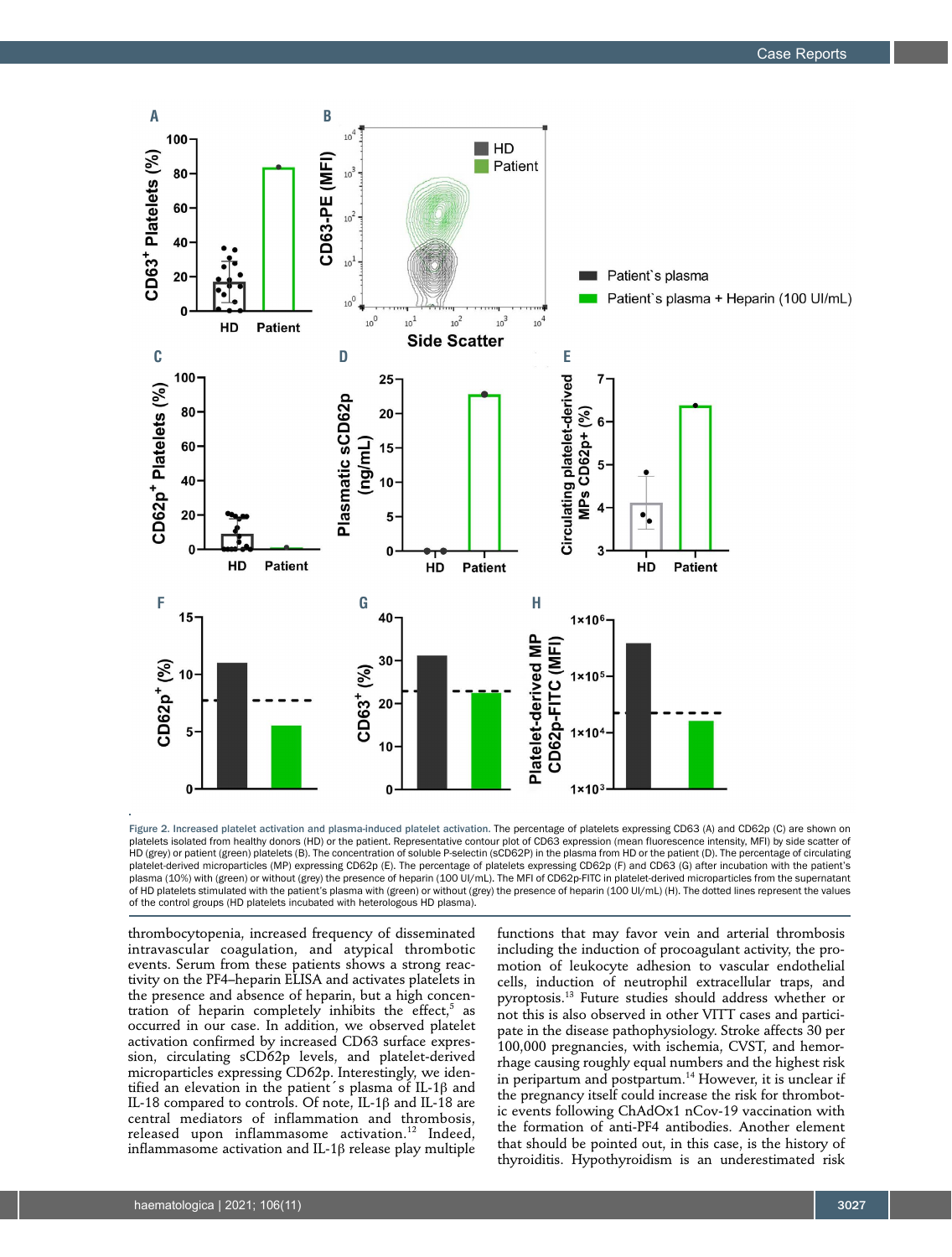Figure 2. Increased platelet activation and plasma-induced platelet activation. The percentage of platelets expressing CD63 (A) and CD62p (C) are shown on platelets isolated from healthy donors (HD) or the patient. Representative contour plot of CD63 expression (mean fluorescence intensity, MFI) by side scatter of HD (grey) or patient (green) platelets (B). The concentration of soluble P-selectin (sCD62P) in the plasma from HD or the patient (D). The percentage of circulating platelet-derived microparticles (MP) expressing CD62p (E). The percentage of platelets expressing CD62p (F) and CD63 (G) after incubation with the patient's plasma (10%) with (green) or without (grey) the presence of heparin (100 UI/mL). The MFI of CD62p-FITC in platelet-derived microparticles from the supernatant of HD platelets stimulated with the patient's plasma with (green) or without (grey) the presence of heparin (100 UI/mL) (H). The dotted lines represent the values of the control groups (HD platelets incubated with heterologous HD plasma).

thrombocytopenia, increased frequency of disseminated intravascular coagulation, and atypical thrombotic events. Serum from these patients shows a strong reactivity on the PF4–heparin ELISA and activates platelets in the presence and absence of heparin, but a high concentration of heparin completely inhibits the effect,[5] as occurred in our case. In addition, we observed platelet activation confirmed by increased CD63 surface expression, circulating sCD62p levels, and platelet-derived microparticles expressing CD62p. Interestingly, we identified an elevation in the patient´s plasma of IL-1β and IL-18 compared to controls. Of note, IL-1β and IL-18 are central mediators of inflammation and thrombosis, released upon inflammasome activation.[12] Indeed, inflammasome activation and IL-1β release play multiple functions that may favor vein and arterial thrombosis including the induction of procoagulant activity, the promotion of leukocyte adhesion to vascular endothelial cells, induction of neutrophil extracellular traps, and pyroptosis.[13] Future studies should address whether or not this is also observed in other VITT cases and participate in the disease pathophysiology. Stroke affects 30 per 100,000 pregnancies, with ischemia, CVST, and hemorrhage causing roughly equal numbers and the highest risk in peripartum and postpartum.[14] However, it is unclear if the pregnancy itself could increase the risk for thrombotic events following ChAdOx1 nCov-19 vaccination with the formation of anti-PF4 antibodies. Another element that should be pointed out, in this case, is the history of thyroiditis. Hypothyroidism is an underestimated risk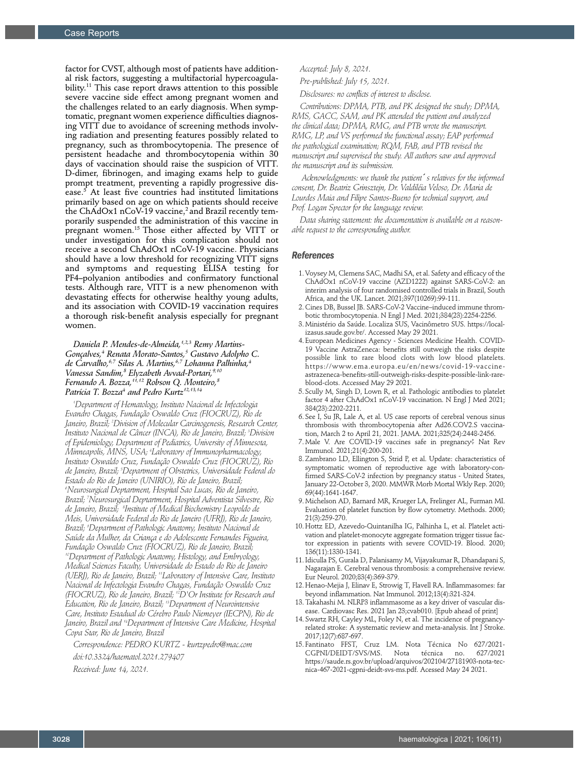factor for CVST, although most of patients have additional risk factors, suggesting a multifactorial hypercoagulability.[11] This case report draws attention to this possible severe vaccine side effect among pregnant women and the challenges related to an early diagnosis. When symptomatic, pregnant women experience difficulties diagnosing VITT due to avoidance of screening methods involving radiation and presenting features possibly related to pregnancy, such as thrombocytopenia. The presence of persistent headache and thrombocytopenia within 30 days of vaccination should raise the suspicion of VITT. D-dimer, fibrinogen, and imaging exams help to guide prompt treatment, preventing a rapidly progressive disease.[5] At least five countries had instituted limitations primarily based on age on which patients should receive the ChAdOx1 nCoV-19 vaccine,[2] and Brazil recently temporarily suspended the administration of this vaccine in pregnant women.[15] Those either affected by VITT or under investigation for this complication should not receive a second ChAdOx1 nCoV-19 vaccine. Physicians should have a low threshold for recognizing VITT signs and symptoms and requesting ELISA testing for PF4–polyanion antibodies and confirmatory functional tests. Although rare, VITT is a new phenomenon with devastating effects for otherwise healthy young adults, and its association with COVID-19 vaccination requires a thorough risk-benefit analysis especially for pregnant women.

*Daniela P. Mendes-de-Almeida,[1,2,3] Remy Martins-Gonçalves,[4] Renata Morato-Santos,[5] Gustavo Adolpho C. de Carvalho,[6,7] Silas A. Martins,[6,7] Lohanna Palhinha,[4] Vanessa Sandim,[8] Elyzabeth Avvad-Portari,[9,10] Fernando A. Bozza,[11,12] Robson Q. Monteiro,[8] Patrícia T. Bozza[4] and Pedro Kurtz[12,13,14]*

*[1]Department of Hematology, Instituto Nacional de Infectologia Evandro Chagas, Fundação Oswaldo Cruz (FIOCRUZ), Rio de Janeiro, Brazil; [2]Division of Molecular Carcinogenesis, Research Center, Instituto Nacional de Câncer (INCA), Rio de Janeiro, Brazil; [3]Division of Epidemiology, Department of Pediatrics, University of Minnesota, Minneapolis, MNS, USA; [4]Laboratory of Immunopharmacology, Instituto Oswaldo Cruz, Fundação Oswaldo Cruz (FIOCRUZ), Rio de Janeiro, Brazil; [5]Department of Obstetrics, Universidade Federal do Estado do Rio de Janeiro (UNIRIO), Rio de Janeiro, Brazil; [6]Neurosurgical Deptartment, Hospital Sao Lucas, Rio de Janeiro, Brazil; [7]Neurosurgical Deptartment, Hospital Adventista Silvestre, Rio de Janeiro, Brazil; [8]Institute of Medical Biochemistry Leopoldo de Meis, Universidade Federal do Rio de Janeiro (UFRJ), Rio de Janeiro, Brazil; [9]Department of Pathologic Anatomy, Instituto Nacional de Saúde da Mulher, da Criança e do Adolescente Fernandes Figueira, Fundação Oswaldo Cruz (FIOCRUZ), Rio de Janeiro, Brazil; [10]Department of Pathologic Anatomy, Histology, and Embryology, Medical Sciences Faculty, Universidade do Estado do Rio de Janeiro (UERJ), Rio de Janeiro, Brazil; [11]Laboratory of Intensive Care, Instituto Nacional de Infectologia Evandro Chagas, Fundação Oswaldo Cruz (FIOCRUZ), Rio de Janeiro, Brazil; [12]D'Or Institute for Research and Education, Rio de Janeiro, Brazil; [13]Department of Neurointensive Care, Instituto Estadual do Cérebro Paulo Niemeyer (IECPN), Rio de Janeiro, Brazil and [14]Department of Intensive Care Medicine, Hospital Copa Star, Rio de Janeiro, Brazil*

*Correspondence: PEDRO KURTZ - kurtzpedro@mac.com*

*doi:10.3324/haematol.2021.279407*

*Received: June 14, 2021.*

*Accepted: July 8, 2021.*

*Pre-published: July 15, 2021.*

*Disclosures: no conflicts of interest to disclose.*

*Contributions: DPMA, PTB, and PK designed the study; DPMA, RMS, GACC, SAM, and PK attended the patient and analyzed the clinical data; DPMA, RMG, and PTB wrote the manuscript. RMG, LP, and VS performed the functional assay; EAP performed the pathological examination; RQM, FAB, and PTB revised the manuscript and supervised the study. All authors saw and approved the manuscript and its submission.*

*Acknowledgments: we thank the patient´s relatives for the informed consent, Dr. Beatriz Grinsztejn, Dr. Valdiléia Veloso, Dr. Maria de Lourdes Maia and Filipe Santos-Bueno for technical support, and Prof. Logan Spector for the language review.*

*Data sharing statement: the documentation is available on a reasonable request to the corresponding author.*

## References

1. Voysey M, Clemens SAC, Madhi SA, et al. Safety and efficacy of the ChAdOx1 nCoV-19 vaccine (AZD1222) against SARS-CoV-2: an interim analysis of four randomised controlled trials in Brazil, South Africa, and the UK. Lancet. 2021;397(10269):99-111.
2. Cines DB, Bussel JB. SARS-CoV-2 Vaccine–induced immune thrombotic thrombocytopenia. N Engl J Med. 2021;384(23):2254-2256.
3. Ministério da Saúde. Localiza SUS, Vacinômetro SUS. https://localizasus.saude.gov.br/. Accessed May 29 2021.
4. European Medicines Agency - Sciences Medicine Health. COVID-19 Vaccine AstraZeneca: benefits still outweigh the risks despite possible link to rare blood clots with low blood platelets. https://www.ema.europa.eu/en/news/covid-19-vaccine-astrazeneca-benefits-still-outweigh-risks-despite-possible-link-rare-blood-clots. Accessed May 29 2021.
5. Scully M, Singh D, Lown R, et al. Pathologic antibodies to platelet factor 4 after ChAdOx1 nCoV-19 vaccination. N Engl J Med 2021; 384(23):2202-2211.
6. See I, Su JR, Lale A, et al. US case reports of cerebral venous sinus thrombosis with thrombocytopenia after Ad26.COV2.S vaccination, March 2 to April 21, 2021. JAMA. 2021;325(24):2448-2456.
7. Male V. Are COVID-19 vaccines safe in pregnancy? Nat Rev Immunol. 2021;21(4):200-201.
8. Zambrano LD, Ellington S, Strid P, et al. Update: characteristics of symptomatic women of reproductive age with laboratory-confirmed SARS-CoV-2 infection by pregnancy status - United States, January 22-October 3, 2020. MMWR Morb Mortal Wkly Rep. 2020; 69(44):1641-1647.
9. Michelson AD, Barnard MR, Krueger LA, Frelinger AL, Furman MI. Evaluation of platelet function by flow cytometry. Methods. 2000; 21(3):259-270.
10. Hottz ED, Azevedo-Quintanilha IG, Palhinha L, et al. Platelet activation and platelet-monocyte aggregate formation trigger tissue factor expression in patients with severe COVID-19. Blood. 2020; 136(11):1330-1341.
11. Idiculla PS, Gurala D, Palanisamy M, Vijayakumar R, Dhandapani S, Nagarajan E. Cerebral venous thrombosis: a comprehensive review. Eur Neurol. 2020;83(4):369-379.
12. Henao-Mejia J, Elinav E, Strowig T, Flavell RA. Inflammasomes: far beyond inflammation. Nat Immunol. 2012;13(4):321-324.
13. Takahashi M. NLRP3 inflammasome as a key driver of vascular disease. Cardiovasc Res. 2021 Jan 23;cvab010. [Epub ahead of print]
14. Swartz RH, Cayley ML, Foley N, et al. The incidence of pregnancy-related stroke: A systematic review and meta-analysis. Int J Stroke. 2017;12(7):687-697.
15. Fantinato FFST, Cruz LM. Nota Técnica No 627/2021-CGPNI/DEIDT/SVS/MS. Nota técnica no. 627/2021 https://saude.rs.gov.br/upload/arquivos/202104/27181903-nota-tecnica-467-2021-cgpni-deidt-svs-ms.pdf. Acessed May 24 2021.